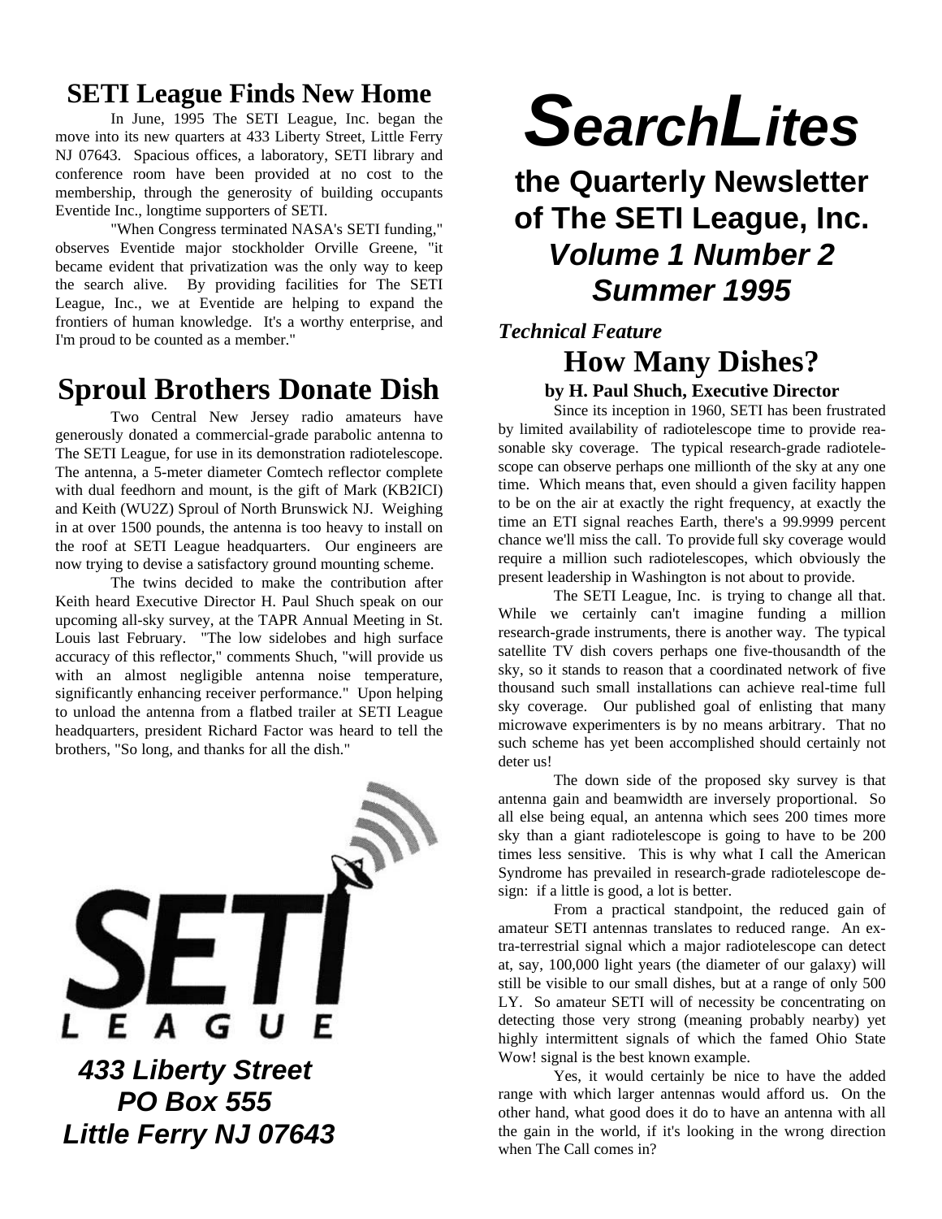# SearchLites

## the Quarterly Newsletter of The SETI League, Inc.

### *Volume 1 Number 2*

### *Summer 1995*

## SETI League Finds New Home

In June, 1995 The SETI League, Inc. began the move into its new quarters at 433 Liberty Street, Little Ferry NJ 07643. Spacious offices, a laboratory, SETI library and conference room have been provided at no cost to the membership, through the generosity of building occupants Eventide Inc., longtime supporters of SETI.

"When Congress terminated NASA's SETI funding," observes Eventide major stockholder Orville Greene, "it became evident that privatization was the only way to keep the search alive. By providing facilities for The SETI League, Inc., we at Eventide are helping to expand the frontiers of human knowledge. It's a worthy enterprise, and I'm proud to be counted as a member."

## Sproul Brothers Donate Dish

Two Central New Jersey radio amateurs have generously donated a commercial-grade parabolic antenna to The SETI League, for use in its demonstration radiotelescope. The antenna, a 5-meter diameter Comtech reflector complete with dual feedhorn and mount, is the gift of Mark (KB2ICI) and Keith (WU2Z) Sproul of North Brunswick NJ. Weighing in at over 1500 pounds, the antenna is too heavy to install on the roof at SETI League headquarters. Our engineers are now trying to devise a satisfactory ground mounting scheme.

The twins decided to make the contribution after Keith heard Executive Director H. Paul Shuch speak on our upcoming all-sky survey, at the TAPR Annual Meeting in St. Louis last February. "The low sidelobes and high surface accuracy of this reflector," comments Shuch, "will provide us with an almost negligible antenna noise temperature, significantly enhancing receiver performance." Upon helping to unload the antenna from a flatbed trailer at SETI League headquarters, president Richard Factor was heard to tell the brothers, "So long, and thanks for all the dish."

SETI LEAGUE

***433 Liberty Street***
***PO Box 555***
***Little Ferry NJ 07643***

*Technical Feature*

## How Many Dishes?

**by H. Paul Shuch, Executive Director**

Since its inception in 1960, SETI has been frustrated by limited availability of radiotelescope time to provide reasonable sky coverage. The typical research-grade radiotelescope can observe perhaps one millionth of the sky at any one time. Which means that, even should a given facility happen to be on the air at exactly the right frequency, at exactly the time an ETI signal reaches Earth, there's a 99.9999 percent chance we'll miss the call. To provide full sky coverage would require a million such radiotelescopes, which obviously the present leadership in Washington is not about to provide.

The SETI League, Inc. is trying to change all that. While we certainly can't imagine funding a million research-grade instruments, there is another way. The typical satellite TV dish covers perhaps one five-thousandth of the sky, so it stands to reason that a coordinated network of five thousand such small installations can achieve real-time full sky coverage. Our published goal of enlisting that many microwave experimenters is by no means arbitrary. That no such scheme has yet been accomplished should certainly not deter us!

The down side of the proposed sky survey is that antenna gain and beamwidth are inversely proportional. So all else being equal, an antenna which sees 200 times more sky than a giant radiotelescope is going to have to be 200 times less sensitive. This is why what I call the American Syndrome has prevailed in research-grade radiotelescope design: if a little is good, a lot is better.

From a practical standpoint, the reduced gain of amateur SETI antennas translates to reduced range. An extra-terrestrial signal which a major radiotelescope can detect at, say, 100,000 light years (the diameter of our galaxy) will still be visible to our small dishes, but at a range of only 500 LY. So amateur SETI will of necessity be concentrating on detecting those very strong (meaning probably nearby) yet highly intermittent signals of which the famed Ohio State Wow! signal is the best known example.

Yes, it would certainly be nice to have the added range with which larger antennas would afford us. On the other hand, what good does it do to have an antenna with all the gain in the world, if it's looking in the wrong direction when The Call comes in?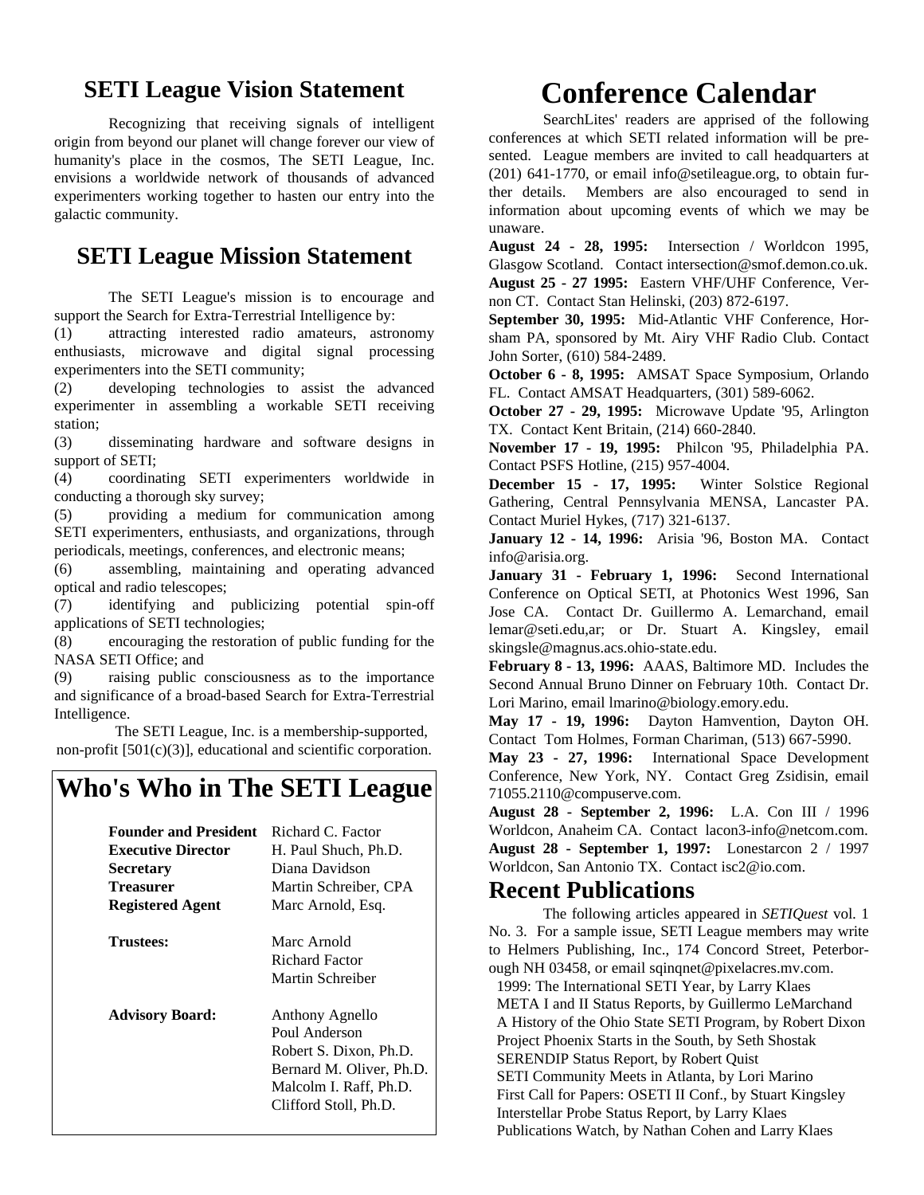## SETI League Vision Statement

Recognizing that receiving signals of intelligent origin from beyond our planet will change forever our view of humanity's place in the cosmos, The SETI League, Inc. envisions a worldwide network of thousands of advanced experimenters working together to hasten our entry into the galactic community.

## SETI League Mission Statement

The SETI League's mission is to encourage and support the Search for Extra-Terrestrial Intelligence by:

(1) attracting interested radio amateurs, astronomy enthusiasts, microwave and digital signal processing experimenters into the SETI community;

(2) developing technologies to assist the advanced experimenter in assembling a workable SETI receiving station;

(3) disseminating hardware and software designs in support of SETI;

(4) coordinating SETI experimenters worldwide in conducting a thorough sky survey;

(5) providing a medium for communication among SETI experimenters, enthusiasts, and organizations, through periodicals, meetings, conferences, and electronic means;

(6) assembling, maintaining and operating advanced optical and radio telescopes;

(7) identifying and publicizing potential spin-off applications of SETI technologies;

(8) encouraging the restoration of public funding for the NASA SETI Office; and

(9) raising public consciousness as to the importance and significance of a broad-based Search for Extra-Terrestrial Intelligence.

The SETI League, Inc. is a membership-supported, non-profit [501(c)(3)], educational and scientific corporation.

## Who's Who in The SETI League

| | |
|---|---|
| **Founder and President** | Richard C. Factor |
| **Executive Director** | H. Paul Shuch, Ph.D. |
| **Secretary** | Diana Davidson |
| **Treasurer** | Martin Schreiber, CPA |
| **Registered Agent** | Marc Arnold, Esq. |
| **Trustees:** | Marc Arnold<br>Richard Factor<br>Martin Schreiber |
| **Advisory Board:** | Anthony Agnello<br>Poul Anderson<br>Robert S. Dixon, Ph.D.<br>Bernard M. Oliver, Ph.D.<br>Malcolm I. Raff, Ph.D.<br>Clifford Stoll, Ph.D. |

# Conference Calendar

SearchLites' readers are apprised of the following conferences at which SETI related information will be presented. League members are invited to call headquarters at (201) 641-1770, or email info@setileague.org, to obtain further details. Members are also encouraged to send in information about upcoming events of which we may be unaware.

**August 24 - 28, 1995:** Intersection / Worldcon 1995, Glasgow Scotland. Contact intersection@smof.demon.co.uk.

**August 25 - 27 1995:** Eastern VHF/UHF Conference, Vernon CT. Contact Stan Helinski, (203) 872-6197.

**September 30, 1995:** Mid-Atlantic VHF Conference, Horsham PA, sponsored by Mt. Airy VHF Radio Club. Contact John Sorter, (610) 584-2489.

**October 6 - 8, 1995:** AMSAT Space Symposium, Orlando FL. Contact AMSAT Headquarters, (301) 589-6062.

**October 27 - 29, 1995:** Microwave Update '95, Arlington TX. Contact Kent Britain, (214) 660-2840.

**November 17 - 19, 1995:** Philcon '95, Philadelphia PA. Contact PSFS Hotline, (215) 957-4004.

**December 15 - 17, 1995:** Winter Solstice Regional Gathering, Central Pennsylvania MENSA, Lancaster PA. Contact Muriel Hykes, (717) 321-6137.

**January 12 - 14, 1996:** Arisia '96, Boston MA. Contact info@arisia.org.

**January 31 - February 1, 1996:** Second International Conference on Optical SETI, at Photonics West 1996, San Jose CA. Contact Dr. Guillermo A. Lemarchand, email lemar@seti.edu,ar; or Dr. Stuart A. Kingsley, email skingsle@magnus.acs.ohio-state.edu.

**February 8 - 13, 1996:** AAAS, Baltimore MD. Includes the Second Annual Bruno Dinner on February 10th. Contact Dr. Lori Marino, email lmarino@biology.emory.edu.

**May 17 - 19, 1996:** Dayton Hamvention, Dayton OH. Contact Tom Holmes, Forman Chariman, (513) 667-5990.

**May 23 - 27, 1996:** International Space Development Conference, New York, NY. Contact Greg Zsidisin, email 71055.2110@compuserve.com.

**August 28 - September 2, 1996:** L.A. Con III / 1996 Worldcon, Anaheim CA. Contact lacon3-info@netcom.com.

**August 28 - September 1, 1997:** Lonestarcon 2 / 1997 Worldcon, San Antonio TX. Contact isc2@io.com.

## Recent Publications

The following articles appeared in *SETIQuest* vol. 1 No. 3. For a sample issue, SETI League members may write to Helmers Publishing, Inc., 174 Concord Street, Peterborough NH 03458, or email sqinqnet@pixelacres.mv.com.

- 1999: The International SETI Year, by Larry Klaes
- META I and II Status Reports, by Guillermo LeMarchand
- A History of the Ohio State SETI Program, by Robert Dixon
- Project Phoenix Starts in the South, by Seth Shostak
- SERENDIP Status Report, by Robert Quist
- SETI Community Meets in Atlanta, by Lori Marino
- First Call for Papers: OSETI II Conf., by Stuart Kingsley
- Interstellar Probe Status Report, by Larry Klaes
- Publications Watch, by Nathan Cohen and Larry Klaes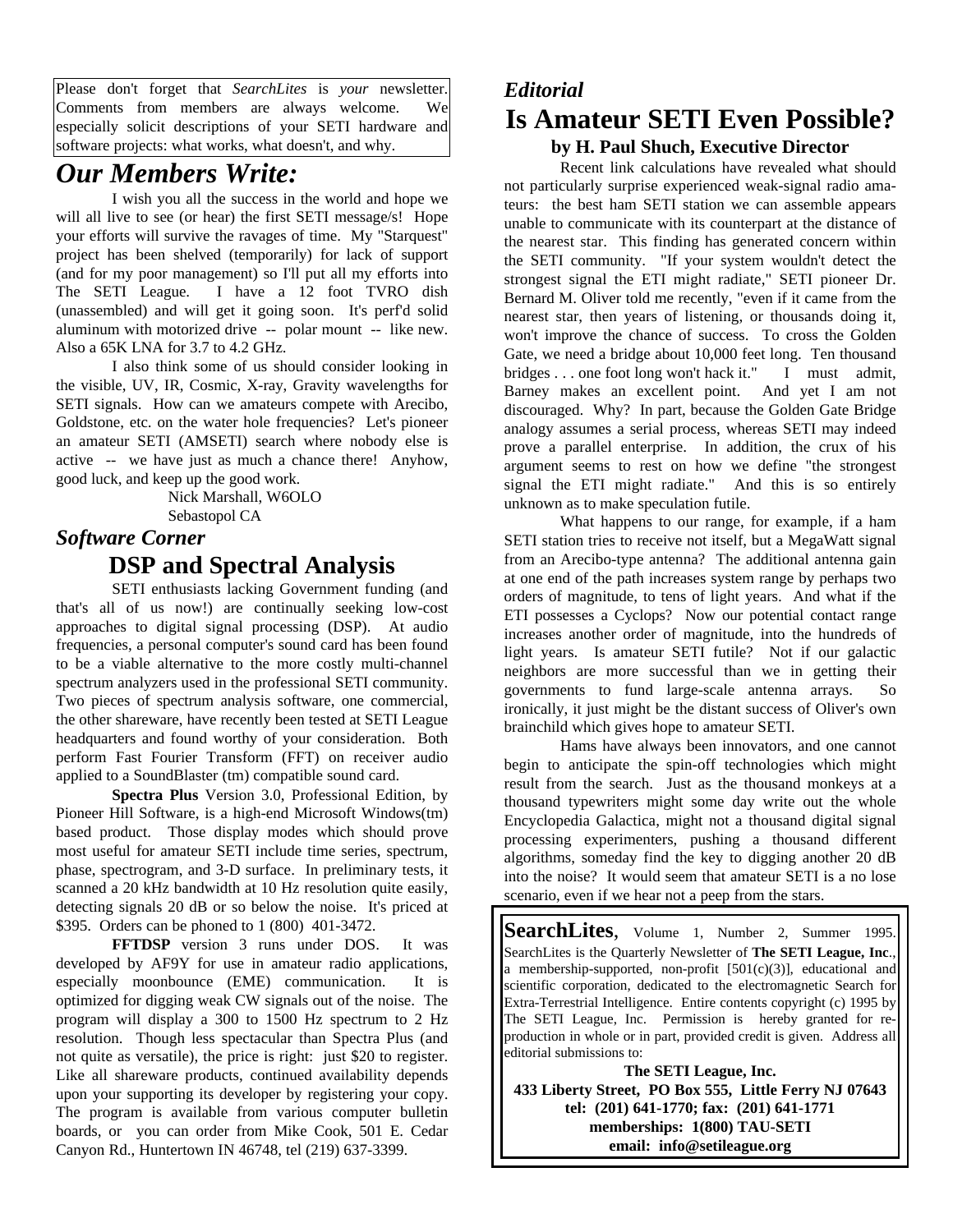Please don't forget that *SearchLites* is *your* newsletter. Comments from members are always welcome. We especially solicit descriptions of your SETI hardware and software projects: what works, what doesn't, and why.

# *Our Members Write:*

I wish you all the success in the world and hope we will all live to see (or hear) the first SETI message/s! Hope your efforts will survive the ravages of time. My "Starquest" project has been shelved (temporarily) for lack of support (and for my poor management) so I'll put all my efforts into The SETI League. I have a 12 foot TVRO dish (unassembled) and will get it going soon. It's perf'd solid aluminum with motorized drive -- polar mount -- like new. Also a 65K LNA for 3.7 to 4.2 GHz.

I also think some of us should consider looking in the visible, UV, IR, Cosmic, X-ray, Gravity wavelengths for SETI signals. How can we amateurs compete with Arecibo, Goldstone, etc. on the water hole frequencies? Let's pioneer an amateur SETI (AMSETI) search where nobody else is active -- we have just as much a chance there! Anyhow, good luck, and keep up the good work.

Nick Marshall, W6OLO
Sebastopol CA

### *Software Corner*

## DSP and Spectral Analysis

SETI enthusiasts lacking Government funding (and that's all of us now!) are continually seeking low-cost approaches to digital signal processing (DSP). At audio frequencies, a personal computer's sound card has been found to be a viable alternative to the more costly multi-channel spectrum analyzers used in the professional SETI community. Two pieces of spectrum analysis software, one commercial, the other shareware, have recently been tested at SETI League headquarters and found worthy of your consideration. Both perform Fast Fourier Transform (FFT) on receiver audio applied to a SoundBlaster (tm) compatible sound card.

**Spectra Plus** Version 3.0, Professional Edition, by Pioneer Hill Software, is a high-end Microsoft Windows(tm) based product. Those display modes which should prove most useful for amateur SETI include time series, spectrum, phase, spectrogram, and 3-D surface. In preliminary tests, it scanned a 20 kHz bandwidth at 10 Hz resolution quite easily, detecting signals 20 dB or so below the noise. It's priced at $395. Orders can be phoned to 1 (800) 401-3472.

**FFTDSP** version 3 runs under DOS. It was developed by AF9Y for use in amateur radio applications, especially moonbounce (EME) communication. It is optimized for digging weak CW signals out of the noise. The program will display a 300 to 1500 Hz spectrum to 2 Hz resolution. Though less spectacular than Spectra Plus (and not quite as versatile), the price is right: just $20 to register. Like all shareware products, continued availability depends upon your supporting its developer by registering your copy. The program is available from various computer bulletin boards, or you can order from Mike Cook, 501 E. Cedar Canyon Rd., Huntertown IN 46748, tel (219) 637-3399.

### *Editorial*

# Is Amateur SETI Even Possible?

**by H. Paul Shuch, Executive Director**

Recent link calculations have revealed what should not particularly surprise experienced weak-signal radio amateurs: the best ham SETI station we can assemble appears unable to communicate with its counterpart at the distance of the nearest star. This finding has generated concern within the SETI community. "If your system wouldn't detect the strongest signal the ETI might radiate," SETI pioneer Dr. Bernard M. Oliver told me recently, "even if it came from the nearest star, then years of listening, or thousands doing it, won't improve the chance of success. To cross the Golden Gate, we need a bridge about 10,000 feet long. Ten thousand bridges . . . one foot long won't hack it." I must admit, Barney makes an excellent point. And yet I am not discouraged. Why? In part, because the Golden Gate Bridge analogy assumes a serial process, whereas SETI may indeed prove a parallel enterprise. In addition, the crux of his argument seems to rest on how we define "the strongest signal the ETI might radiate." And this is so entirely unknown as to make speculation futile.

What happens to our range, for example, if a ham SETI station tries to receive not itself, but a MegaWatt signal from an Arecibo-type antenna? The additional antenna gain at one end of the path increases system range by perhaps two orders of magnitude, to tens of light years. And what if the ETI possesses a Cyclops? Now our potential contact range increases another order of magnitude, into the hundreds of light years. Is amateur SETI futile? Not if our galactic neighbors are more successful than we in getting their governments to fund large-scale antenna arrays. So ironically, it just might be the distant success of Oliver's own brainchild which gives hope to amateur SETI.

Hams have always been innovators, and one cannot begin to anticipate the spin-off technologies which might result from the search. Just as the thousand monkeys at a thousand typewriters might some day write out the whole Encyclopedia Galactica, might not a thousand digital signal processing experimenters, pushing a thousand different algorithms, someday find the key to digging another 20 dB into the noise? It would seem that amateur SETI is a no lose scenario, even if we hear not a peep from the stars.

**SearchLites**, Volume 1, Number 2, Summer 1995. SearchLites is the Quarterly Newsletter of **The SETI League, Inc**., a membership-supported, non-profit [501(c)(3)], educational and scientific corporation, dedicated to the electromagnetic Search for Extra-Terrestrial Intelligence. Entire contents copyright (c) 1995 by The SETI League, Inc. Permission is hereby granted for reproduction in whole or in part, provided credit is given. Address all editorial submissions to:

**The SETI League, Inc.**
**433 Liberty Street, PO Box 555, Little Ferry NJ 07643**
**tel: (201) 641-1770; fax: (201) 641-1771**
**memberships: 1(800) TAU-SETI**
**email: info@setileague.org**